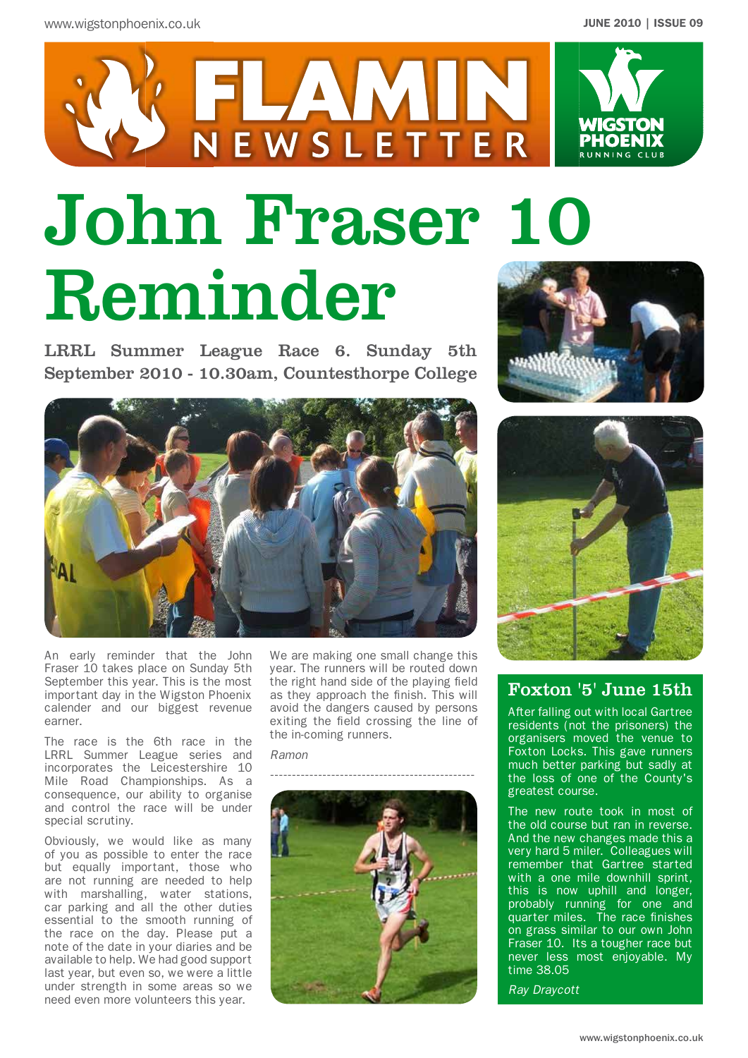# FLAMIN NEWSLETTER

WIGSTON PHOENIX RUNNING CLUB

# John Fraser 10 Reminder

**LRRL Summer League Race 6. Sunday 5th September 2010 - 10.30am, Countesthorpe College**

An early reminder that the John Fraser 10 takes place on Sunday 5th September this year. This is the most important day in the Wigston Phoenix calender and our biggest revenue earner.

The race is the 6th race in the LRRL Summer League series and incorporates the Leicestershire 10 Mile Road Championships. As a consequence, our ability to organise and control the race will be under special scrutiny.

Obviously, we would like as many of you as possible to enter the race but equally important, those who are not running are needed to help with marshalling, water stations, car parking and all the other duties essential to the smooth running of the race on the day. Please put a note of the date in your diaries and be available to help. We had good support last year, but even so, we were a little under strength in some areas so we need even more volunteers this year.

We are making one small change this year. The runners will be routed down the right hand side of the playing field as they approach the finish. This will avoid the dangers caused by persons exiting the field crossing the line of the in-coming runners.

*Ramon*

---

## Foxton '5' June 15th

After falling out with local Gartree residents (not the prisoners) the organisers moved the venue to Foxton Locks. This gave runners much better parking but sadly at the loss of one of the County's greatest course.

The new route took in most of the old course but ran in reverse. And the new changes made this a very hard 5 miler. Colleagues will remember that Gartree started with a one mile downhill sprint, this is now uphill and longer, probably running for one and quarter miles. The race finishes on grass similar to our own John Fraser 10. Its a tougher race but never less most enjoyable. My time 38.05

*Ray Draycott*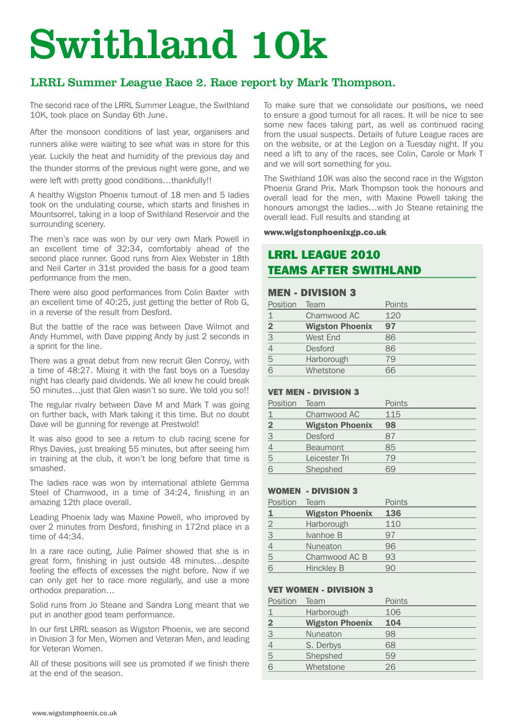# Swithland 10k

## LRRL Summer League Race 2. Race report by Mark Thompson.

The second race of the LRRL Summer League, the Swithland 10K, took place on Sunday 6th June.

After the monsoon conditions of last year, organisers and runners alike were waiting to see what was in store for this year. Luckily the heat and humidity of the previous day and the thunder storms of the previous night were gone, and we were left with pretty good conditions…thankfully!!

A healthy Wigston Phoenix turnout of 18 men and 5 ladies took on the undulating course, which starts and finishes in Mountsorrel, taking in a loop of Swithland Reservoir and the surrounding scenery.

The men's race was won by our very own Mark Powell in an excellent time of 32:34, comfortably ahead of the second place runner. Good runs from Alex Webster in 18th and Neil Carter in 31st provided the basis for a good team performance from the men.

There were also good performances from Colin Baxter with an excellent time of 40:25, just getting the better of Rob G, in a reverse of the result from Desford.

But the battle of the race was between Dave Wilmot and Andy Hummel, with Dave pipping Andy by just 2 seconds in a sprint for the line.

There was a great debut from new recruit Glen Conroy, with a time of 48:27. Mixing it with the fast boys on a Tuesday night has clearly paid dividends. We all knew he could break 50 minutes…just that Glen wasn't so sure. We told you so!!

The regular rivalry between Dave M and Mark T was going on further back, with Mark taking it this time. But no doubt Dave will be gunning for revenge at Prestwold!

It was also good to see a return to club racing scene for Rhys Davies, just breaking 55 minutes, but after seeing him in training at the club, it won't be long before that time is smashed.

The ladies race was won by international athlete Gemma Steel of Charnwood, in a time of 34:24, finishing in an amazing 12th place overall.

Leading Phoenix lady was Maxine Powell, who improved by over 2 minutes from Desford, finishing in 172nd place in a time of 44:34.

In a rare race outing, Julie Palmer showed that she is in great form, finishing in just outside 48 minutes…despite feeling the effects of excesses the night before. Now if we can only get her to race more regularly, and use a more orthodox preparation…

Solid runs from Jo Steane and Sandra Long meant that we put in another good team performance.

In our first LRRL season as Wigston Phoenix, we are second in Division 3 for Men, Women and Veteran Men, and leading for Veteran Women.

All of these positions will see us promoted if we finish there at the end of the season.

To make sure that we consolidate our positions, we need to ensure a good turnout for all races. It will be nice to see some new faces taking part, as well as continued racing from the usual suspects. Details of future League races are on the website, or at the Legion on a Tuesday night. If you need a lift to any of the races, see Colin, Carole or Mark T and we will sort something for you.

The Swithland 10K was also the second race in the Wigston Phoenix Grand Prix. Mark Thompson took the honours and overall lead for the men, with Maxine Powell taking the honours amongst the ladies…with Jo Steane retaining the overall lead. Full results and standing at

**www.wigstonphoenixgp.co.uk**

## LRRL LEAGUE 2010 TEAMS AFTER SWITHLAND

### MEN - DIVISION 3

| Position | Team | Points |
|---|---|---|
| 1 | Charnwood AC | 120 |
| **2** | **Wigston Phoenix** | **97** |
| 3 | West End | 86 |
| 4 | Desford | 86 |
| 5 | Harborough | 79 |
| 6 | Whetstone | 66 |

### VET MEN - DIVISION 3

| Position | Team | Points |
|---|---|---|
| 1 | Charnwood AC | 115 |
| **2** | **Wigston Phoenix** | **98** |
| 3 | Desford | 87 |
| 4 | Beaumont | 85 |
| 5 | Leicester Tri | 79 |
| 6 | Shepshed | 69 |

### WOMEN - DIVISION 3

| Position | Team | Points |
|---|---|---|
| **1** | **Wigston Phoenix** | **136** |
| 2 | Harborough | 110 |
| 3 | Ivanhoe B | 97 |
| 4 | Nuneaton | 96 |
| 5 | Charnwood AC B | 93 |
| 6 | Hinckley B | 90 |

### VET WOMEN - DIVISION 3

| Position | Team | Points |
|---|---|---|
| 1 | Harborough | 106 |
| **2** | **Wigston Phoenix** | **104** |
| 3 | Nuneaton | 98 |
| 4 | S. Derbys | 68 |
| 5 | Shepshed | 59 |
| 6 | Whetstone | 26 |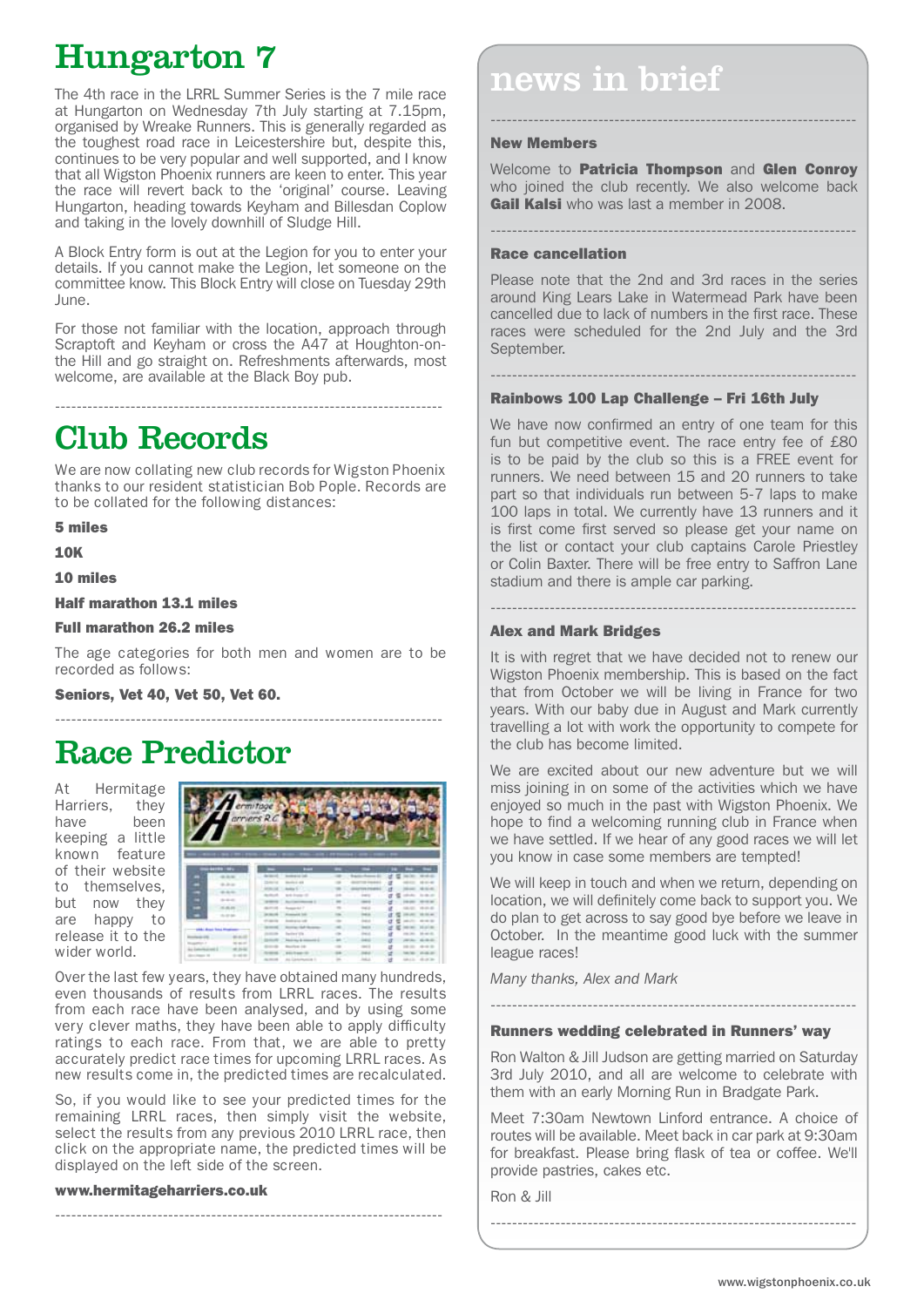# Hungarton 7

The 4th race in the LRRL Summer Series is the 7 mile race at Hungarton on Wednesday 7th July starting at 7.15pm, organised by Wreake Runners. This is generally regarded as the toughest road race in Leicestershire but, despite this, continues to be very popular and well supported, and I know that all Wigston Phoenix runners are keen to enter. This year the race will revert back to the 'original' course. Leaving Hungarton, heading towards Keyham and Billesdan Coplow and taking in the lovely downhill of Sludge Hill.

A Block Entry form is out at the Legion for you to enter your details. If you cannot make the Legion, let someone on the committee know. This Block Entry will close on Tuesday 29th June.

For those not familiar with the location, approach through Scraptoft and Keyham or cross the A47 at Houghton-on-the Hill and go straight on. Refreshments afterwards, most welcome, are available at the Black Boy pub.

# Club Records

We are now collating new club records for Wigston Phoenix thanks to our resident statistician Bob Pople. Records are to be collated for the following distances:

**5 miles**

**10K**

**10 miles**

**Half marathon 13.1 miles**

**Full marathon 26.2 miles**

The age categories for both men and women are to be recorded as follows:

**Seniors, Vet 40, Vet 50, Vet 60.**

# Race Predictor

At Hermitage Harriers, they have been keeping a little known feature of their website to themselves, but now they are happy to release it to the wider world.

Over the last few years, they have obtained many hundreds, even thousands of results from LRRL races. The results from each race have been analysed, and by using some very clever maths, they have been able to apply difficulty ratings to each race. From that, we are able to pretty accurately predict race times for upcoming LRRL races. As new results come in, the predicted times are recalculated.

So, if you would like to see your predicted times for the remaining LRRL races, then simply visit the website, select the results from any previous 2010 LRRL race, then click on the appropriate name, the predicted times will be displayed on the left side of the screen.

**www.hermitageharriers.co.uk**

# news in brief

### New Members

Welcome to **Patricia Thompson** and **Glen Conroy** who joined the club recently. We also welcome back **Gail Kalsi** who was last a member in 2008.

### Race cancellation

Please note that the 2nd and 3rd races in the series around King Lears Lake in Watermead Park have been cancelled due to lack of numbers in the first race. These races were scheduled for the 2nd July and the 3rd September.

### Rainbows 100 Lap Challenge – Fri 16th July

We have now confirmed an entry of one team for this fun but competitive event. The race entry fee of £80 is to be paid by the club so this is a FREE event for runners. We need between 15 and 20 runners to take part so that individuals run between 5-7 laps to make 100 laps in total. We currently have 13 runners and it is first come first served so please get your name on the list or contact your club captains Carole Priestley or Colin Baxter. There will be free entry to Saffron Lane stadium and there is ample car parking.

### Alex and Mark Bridges

It is with regret that we have decided not to renew our Wigston Phoenix membership. This is based on the fact that from October we will be living in France for two years. With our baby due in August and Mark currently travelling a lot with work the opportunity to compete for the club has become limited.

We are excited about our new adventure but we will miss joining in on some of the activities which we have enjoyed so much in the past with Wigston Phoenix. We hope to find a welcoming running club in France when we have settled. If we hear of any good races we will let you know in case some members are tempted!

We will keep in touch and when we return, depending on location, we will definitely come back to support you. We do plan to get across to say good bye before we leave in October. In the meantime good luck with the summer league races!

*Many thanks, Alex and Mark*

### Runners wedding celebrated in Runners' way

Ron Walton & Jill Judson are getting married on Saturday 3rd July 2010, and all are welcome to celebrate with them with an early Morning Run in Bradgate Park.

Meet 7:30am Newtown Linford entrance. A choice of routes will be available. Meet back in car park at 9:30am for breakfast. Please bring flask of tea or coffee. We'll provide pastries, cakes etc.

Ron & Jill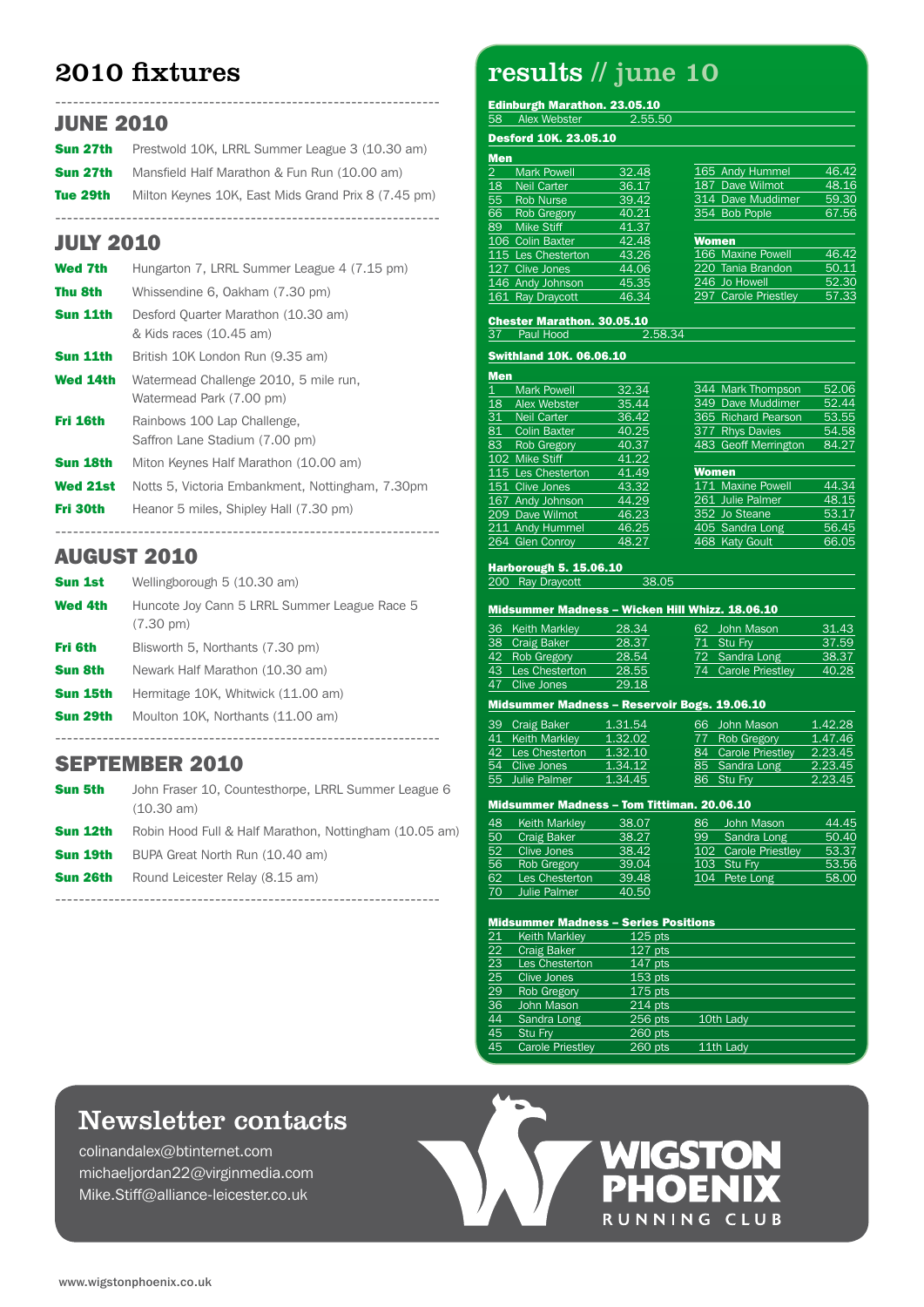# 2010 fixtures

## JUNE 2010

**Sun 27th** Prestwold 10K, LRRL Summer League 3 (10.30 am)

**Sun 27th** Mansfield Half Marathon & Fun Run (10.00 am)

**Tue 29th** Milton Keynes 10K, East Mids Grand Prix 8 (7.45 pm)

## JULY 2010

**Wed 7th** Hungarton 7, LRRL Summer League 4 (7.15 pm)

**Thu 8th** Whissendine 6, Oakham (7.30 pm)

**Sun 11th** Desford Quarter Marathon (10.30 am) & Kids races (10.45 am)

**Sun 11th** British 10K London Run (9.35 am)

**Wed 14th** Watermead Challenge 2010, 5 mile run, Watermead Park (7.00 pm)

**Fri 16th** Rainbows 100 Lap Challenge, Saffron Lane Stadium (7.00 pm)

**Sun 18th** Miton Keynes Half Marathon (10.00 am)

**Wed 21st** Notts 5, Victoria Embankment, Nottingham, 7.30pm

**Fri 30th** Heanor 5 miles, Shipley Hall (7.30 pm)

## AUGUST 2010

**Sun 1st** Wellingborough 5 (10.30 am)

**Wed 4th** Huncote Joy Cann 5 LRRL Summer League Race 5 (7.30 pm)

**Fri 6th** Blisworth 5, Northants (7.30 pm)

**Sun 8th** Newark Half Marathon (10.30 am)

**Sun 15th** Hermitage 10K, Whitwick (11.00 am)

**Sun 29th** Moulton 10K, Northants (11.00 am)

## SEPTEMBER 2010

**Sun 5th** John Fraser 10, Countesthorpe, LRRL Summer League 6 (10.30 am)

**Sun 12th** Robin Hood Full & Half Marathon, Nottingham (10.05 am)

**Sun 19th** BUPA Great North Run (10.40 am)

**Sun 26th** Round Leicester Relay (8.15 am)

# results // june 10

### Edinburgh Marathon. 23.05.10

| | | |
|---|---|---|
| 58 | Alex Webster | 2.55.50 |

### Desford 10K. 23.05.10

**Men**

| | | |
|---|---|---|
| 2 | Mark Powell | 32.48 |
| 18 | Neil Carter | 36.17 |
| 55 | Rob Nurse | 39.42 |
| 66 | Rob Gregory | 40.21 |
| 89 | Mike Stiff | 41.37 |
| 106 | Colin Baxter | 42.48 |
| 115 | Les Chesterton | 43.26 |
| 127 | Clive Jones | 44.06 |
| 146 | Andy Johnson | 45.35 |
| 161 | Ray Draycott | 46.34 |
| 165 | Andy Hummel | 46.42 |
| 187 | Dave Wilmot | 48.16 |
| 314 | Dave Muddimer | 59.30 |
| 354 | Bob Pople | 67.56 |

**Women**

| | | |
|---|---|---|
| 166 | Maxine Powell | 46.42 |
| 220 | Tania Brandon | 50.11 |
| 246 | Jo Howell | 52.30 |
| 297 | Carole Priestley | 57.33 |

### Chester Marathon. 30.05.10

| | | |
|---|---|---|
| 37 | Paul Hood | 2.58.34 |

### Swithland 10K. 06.06.10

**Men**

| | | |
|---|---|---|
| 1 | Mark Powell | 32.34 |
| 18 | Alex Webster | 35.44 |
| 31 | Neil Carter | 36.42 |
| 81 | Colin Baxter | 40.25 |
| 83 | Rob Gregory | 40.37 |
| 102 | Mike Stiff | 41.22 |
| 115 | Les Chesterton | 41.49 |
| 151 | Clive Jones | 43.32 |
| 167 | Andy Johnson | 44.29 |
| 209 | Dave Wilmot | 46.23 |
| 211 | Andy Hummel | 46.25 |
| 264 | Glen Conroy | 48.27 |
| 344 | Mark Thompson | 52.06 |
| 349 | Dave Muddimer | 52.44 |
| 365 | Richard Pearson | 53.55 |
| 377 | Rhys Davies | 54.58 |
| 483 | Geoff Merrington | 84.27 |

**Women**

| | | |
|---|---|---|
| 171 | Maxine Powell | 44.34 |
| 261 | Julie Palmer | 48.15 |
| 352 | Jo Steane | 53.17 |
| 405 | Sandra Long | 56.45 |
| 468 | Katy Goult | 66.05 |

### Harborough 5. 15.06.10

| | | |
|---|---|---|
| 200 | Ray Draycott | 38.05 |

### Midsummer Madness – Wicken Hill Whizz. 18.06.10

| | | |
|---|---|---|
| 36 | Keith Markley | 28.34 |
| 38 | Craig Baker | 28.37 |
| 42 | Rob Gregory | 28.54 |
| 43 | Les Chesterton | 28.55 |
| 47 | Clive Jones | 29.18 |
| 62 | John Mason | 31.43 |
| 71 | Stu Fry | 37.59 |
| 72 | Sandra Long | 38.37 |
| 74 | Carole Priestley | 40.28 |

### Midsummer Madness – Reservoir Bogs. 19.06.10

| | | |
|---|---|---|
| 39 | Craig Baker | 1.31.54 |
| 41 | Keith Markley | 1.32.02 |
| 42 | Les Chesterton | 1.32.10 |
| 54 | Clive Jones | 1.34.12 |
| 55 | Julie Palmer | 1.34.45 |
| 66 | John Mason | 1.42.28 |
| 77 | Rob Gregory | 1.47.46 |
| 84 | Carole Priestley | 2.23.45 |
| 85 | Sandra Long | 2.23.45 |
| 86 | Stu Fry | 2.23.45 |

### Midsummer Madness – Tom Tittiman. 20.06.10

| | | |
|---|---|---|
| 48 | Keith Markley | 38.07 |
| 50 | Craig Baker | 38.27 |
| 52 | Clive Jones | 38.42 |
| 56 | Rob Gregory | 39.04 |
| 62 | Les Chesterton | 39.48 |
| 70 | Julie Palmer | 40.50 |
| 86 | John Mason | 44.45 |
| 99 | Sandra Long | 50.40 |
| 102 | Carole Priestley | 53.37 |
| 103 | Stu Fry | 53.56 |
| 104 | Pete Long | 58.00 |

### Midsummer Madness – Series Positions

| | | | |
|---|---|---|---|
| 21 | Keith Markley | 125 pts | |
| 22 | Craig Baker | 127 pts | |
| 23 | Les Chesterton | 147 pts | |
| 25 | Clive Jones | 153 pts | |
| 29 | Rob Gregory | 175 pts | |
| 36 | John Mason | 214 pts | |
| 44 | Sandra Long | 256 pts | 10th Lady |
| 45 | Stu Fry | 260 pts | |
| 45 | Carole Priestley | 260 pts | 11th Lady |

# Newsletter contacts

colinandalex@btinternet.com
michaeljordan22@virginmedia.com
Mike.Stiff@alliance-leicester.co.uk

WIGSTON PHOENIX RUNNING CLUB

www.wigstonphoenix.co.uk